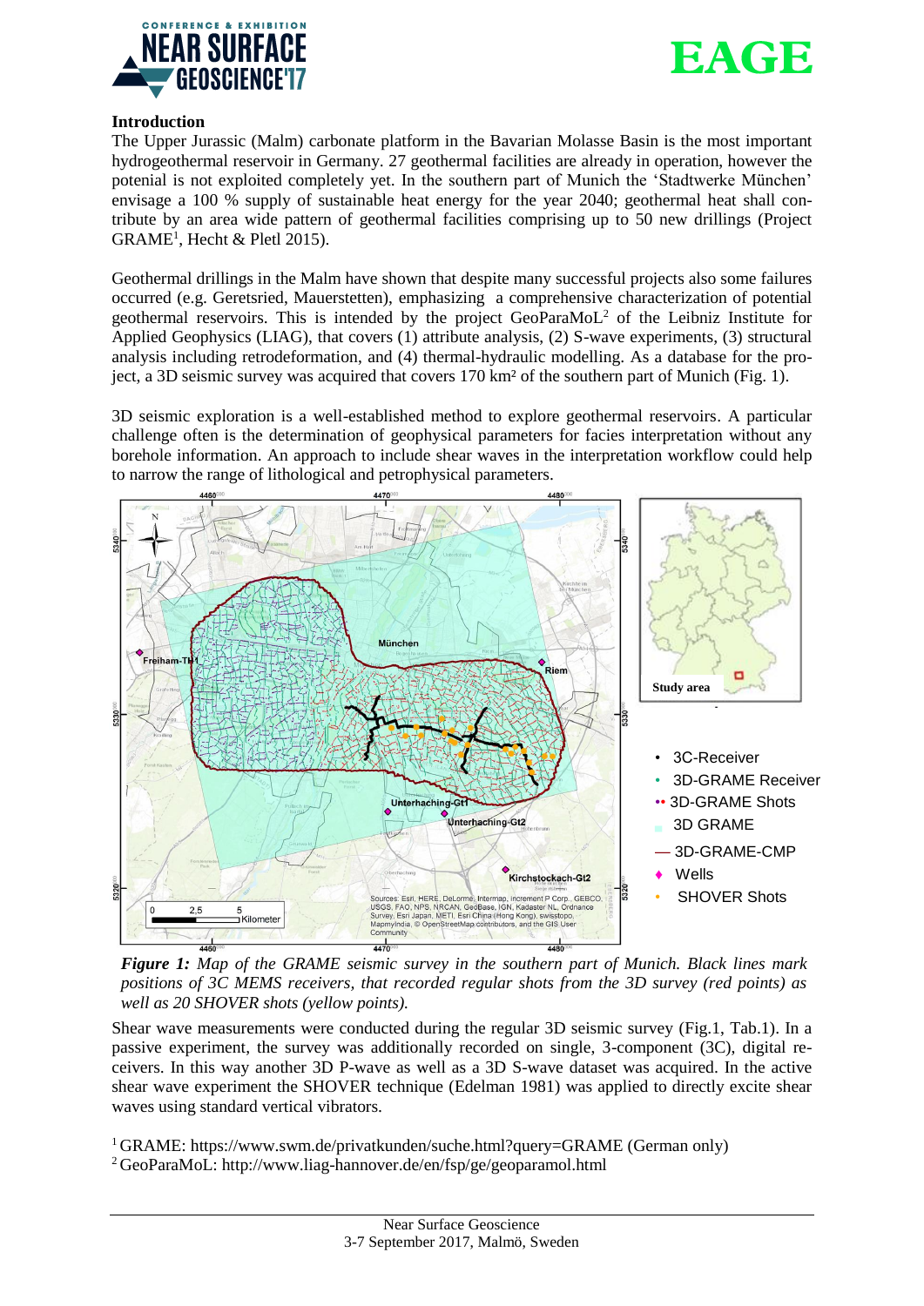## Introduction

The Upper Jurassic (Malm) carbonate platform in the Bavarian Molasse Basin is the most important hydrogeothermal reservoir in Germany. 27 geothermal facilities are already in operation, however the potenial is not exploited completely yet. In the southern part of Munich the 'Stadtwerke München' envisage a 100 % supply of sustainable heat energy for the year 2040; geothermal heat shall contribute by an area wide pattern of geothermal facilities comprising up to 50 new drillings (Project GRAME[1], Hecht & Pletl 2015).

Geothermal drillings in the Malm have shown that despite many successful projects also some failures occurred (e.g. Geretsried, Mauerstetten), emphasizing a comprehensive characterization of potential geothermal reservoirs. This is intended by the project GeoParaMoL[2] of the Leibniz Institute for Applied Geophysics (LIAG), that covers (1) attribute analysis, (2) S-wave experiments, (3) structural analysis including retrodeformation, and (4) thermal-hydraulic modelling. As a database for the project, a 3D seismic survey was acquired that covers 170 km² of the southern part of Munich (Fig. 1).

3D seismic exploration is a well-established method to explore geothermal reservoirs. A particular challenge often is the determination of geophysical parameters for facies interpretation without any borehole information. An approach to include shear waves in the interpretation workflow could help to narrow the range of lithological and petrophysical parameters.

***Figure 1:*** *Map of the GRAME seismic survey in the southern part of Munich. Black lines mark positions of 3C MEMS receivers, that recorded regular shots from the 3D survey (red points) as well as 20 SHOVER shots (yellow points).*

Shear wave measurements were conducted during the regular 3D seismic survey (Fig.1, Tab.1). In a passive experiment, the survey was additionally recorded on single, 3-component (3C), digital receivers. In this way another 3D P-wave as well as a 3D S-wave dataset was acquired. In the active shear wave experiment the SHOVER technique (Edelman 1981) was applied to directly excite shear waves using standard vertical vibrators.

[1] GRAME: https://www.swm.de/privatkunden/suche.html?query=GRAME (German only)

[2] GeoParaMoL: http://www.liag-hannover.de/en/fsp/ge/geoparamol.html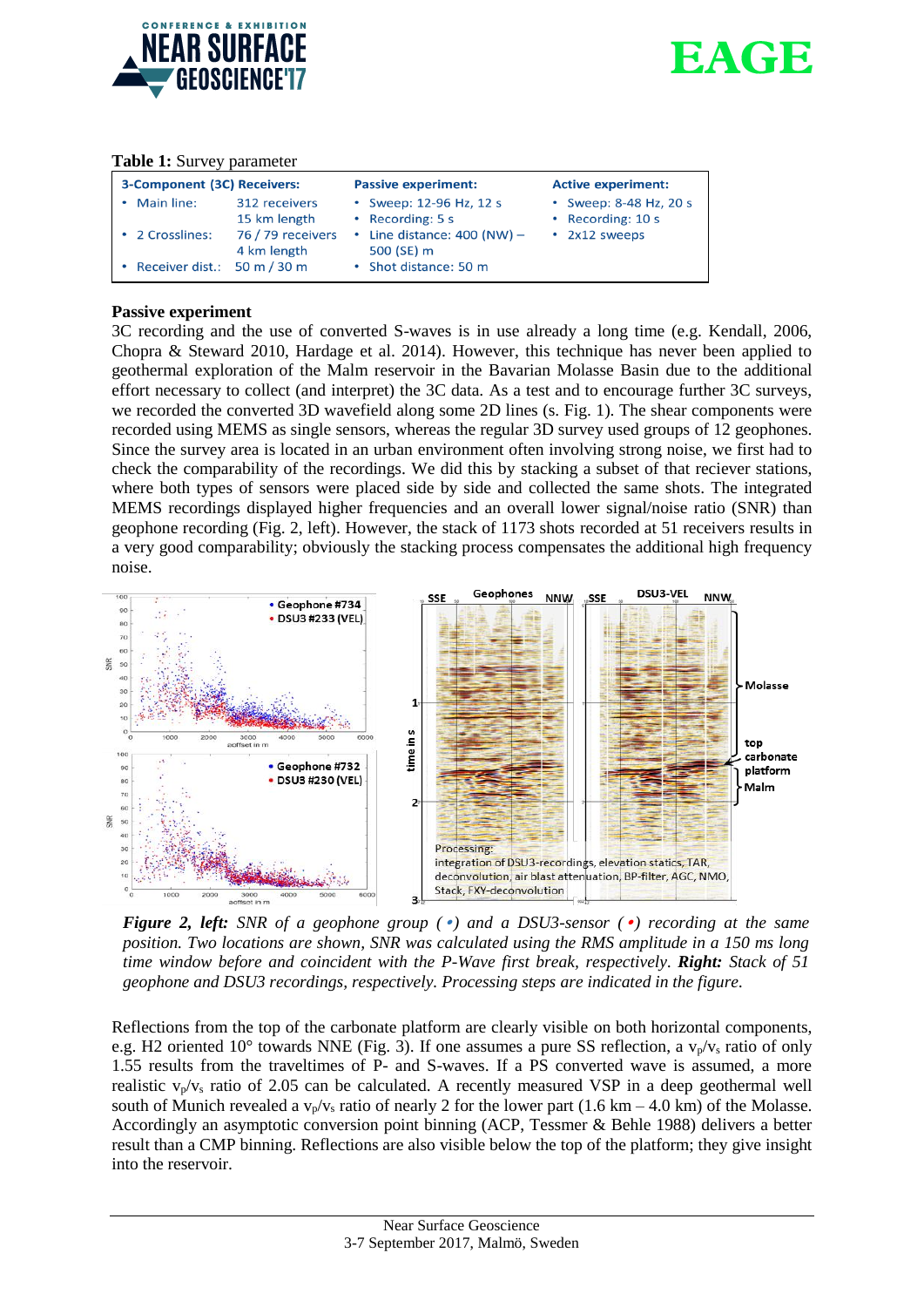**Table 1:** Survey parameter

| 3-Component (3C) Receivers: | | Passive experiment: | Active experiment: |
|---|---|---|---|
| • Main line: | 312 receivers<br>15 km length | • Sweep: 12-96 Hz, 12 s<br>• Recording: 5 s | • Sweep: 8-48 Hz, 20 s<br>• Recording: 10 s |
| • 2 Crosslines: | 76 / 79 receivers<br>4 km length | • Line distance: 400 (NW) – 500 (SE) m | • 2x12 sweeps |
| • Receiver dist.: | 50 m / 30 m | • Shot distance: 50 m | |

## Passive experiment

3C recording and the use of converted S-waves is in use already a long time (e.g. Kendall, 2006, Chopra & Steward 2010, Hardage et al. 2014). However, this technique has never been applied to geothermal exploration of the Malm reservoir in the Bavarian Molasse Basin due to the additional effort necessary to collect (and interpret) the 3C data. As a test and to encourage further 3C surveys, we recorded the converted 3D wavefield along some 2D lines (s. Fig. 1). The shear components were recorded using MEMS as single sensors, whereas the regular 3D survey used groups of 12 geophones. Since the survey area is located in an urban environment often involving strong noise, we first had to check the comparability of the recordings. We did this by stacking a subset of that reciever stations, where both types of sensors were placed side by side and collected the same shots. The integrated MEMS recordings displayed higher frequencies and an overall lower signal/noise ratio (SNR) than geophone recording (Fig. 2, left). However, the stack of 1173 shots recorded at 51 receivers results in a very good comparability; obviously the stacking process compensates the additional high frequency noise.

*__Figure 2, left:__ SNR of a geophone group (•) and a DSU3-sensor (•) recording at the same position. Two locations are shown, SNR was calculated using the RMS amplitude in a 150 ms long time window before and coincident with the P-Wave first break, respectively. __Right:__ Stack of 51 geophone and DSU3 recordings, respectively. Processing steps are indicated in the figure.*

Reflections from the top of the carbonate platform are clearly visible on both horizontal components, e.g. H2 oriented 10° towards NNE (Fig. 3). If one assumes a pure SS reflection, a $v_p/v_s$ ratio of only 1.55 results from the traveltimes of P- and S-waves. If a PS converted wave is assumed, a more realistic $v_p/v_s$ ratio of 2.05 can be calculated. A recently measured VSP in a deep geothermal well south of Munich revealed a $v_p/v_s$ ratio of nearly 2 for the lower part (1.6 km – 4.0 km) of the Molasse. Accordingly an asymptotic conversion point binning (ACP, Tessmer & Behle 1988) delivers a better result than a CMP binning. Reflections are also visible below the top of the platform; they give insight into the reservoir.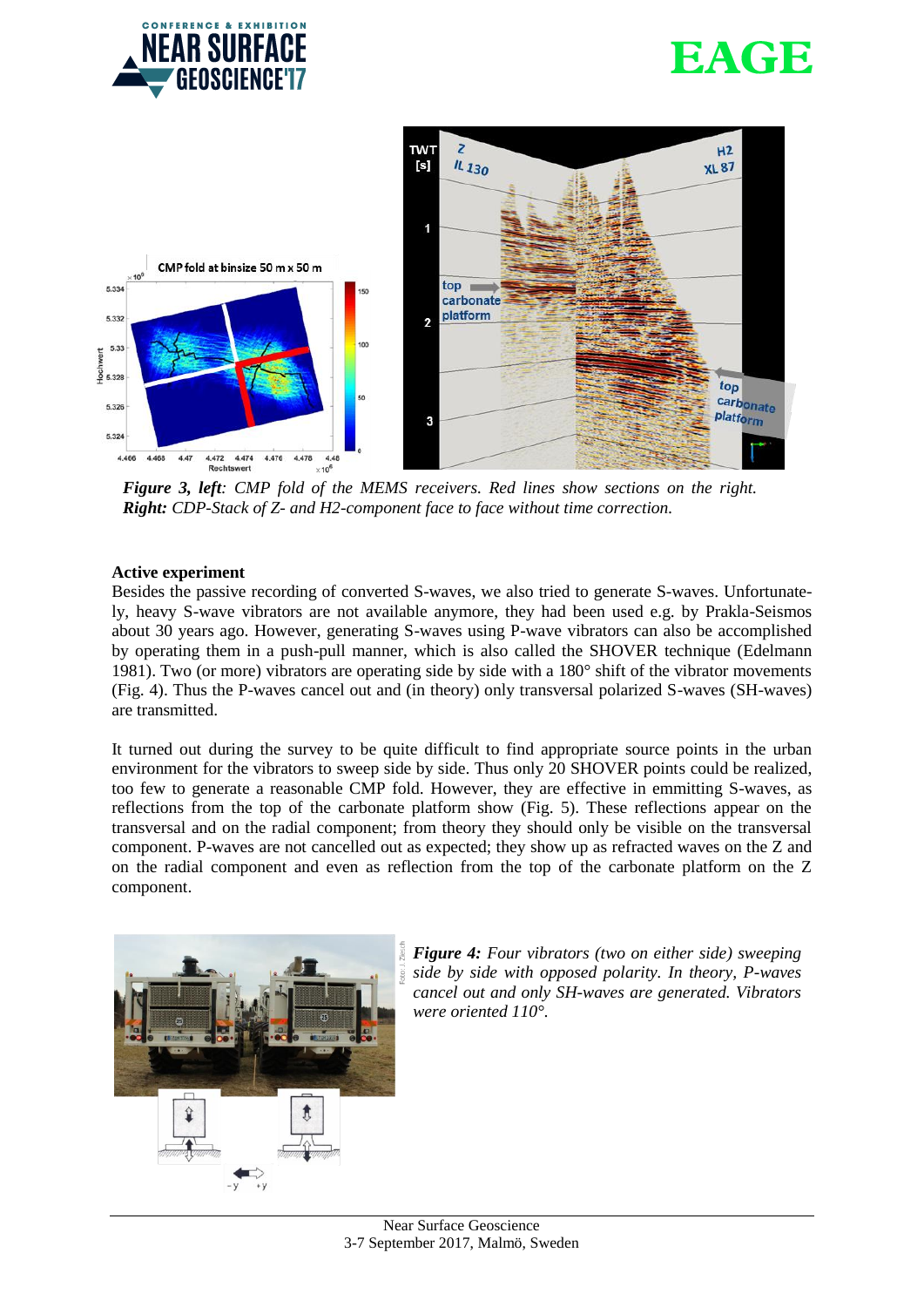***Figure 3, left**: CMP fold of the MEMS receivers. Red lines show sections on the right.*
***Right:** CDP-Stack of Z- and H2-component face to face without time correction.*

**Active experiment**

Besides the passive recording of converted S-waves, we also tried to generate S-waves. Unfortunately, heavy S-wave vibrators are not available anymore, they had been used e.g. by Prakla-Seismos about 30 years ago. However, generating S-waves using P-wave vibrators can also be accomplished by operating them in a push-pull manner, which is also called the SHOVER technique (Edelmann 1981). Two (or more) vibrators are operating side by side with a 180° shift of the vibrator movements (Fig. 4). Thus the P-waves cancel out and (in theory) only transversal polarized S-waves (SH-waves) are transmitted.

It turned out during the survey to be quite difficult to find appropriate source points in the urban environment for the vibrators to sweep side by side. Thus only 20 SHOVER points could be realized, too few to generate a reasonable CMP fold. However, they are effective in emmitting S-waves, as reflections from the top of the carbonate platform show (Fig. 5). These reflections appear on the transversal and on the radial component; from theory they should only be visible on the transversal component. P-waves are not cancelled out as expected; they show up as refracted waves on the Z and on the radial component and even as reflection from the top of the carbonate platform on the Z component.

***Figure 4:** Four vibrators (two on either side) sweeping side by side with opposed polarity. In theory, P-waves cancel out and only SH-waves are generated. Vibrators were oriented 110°.*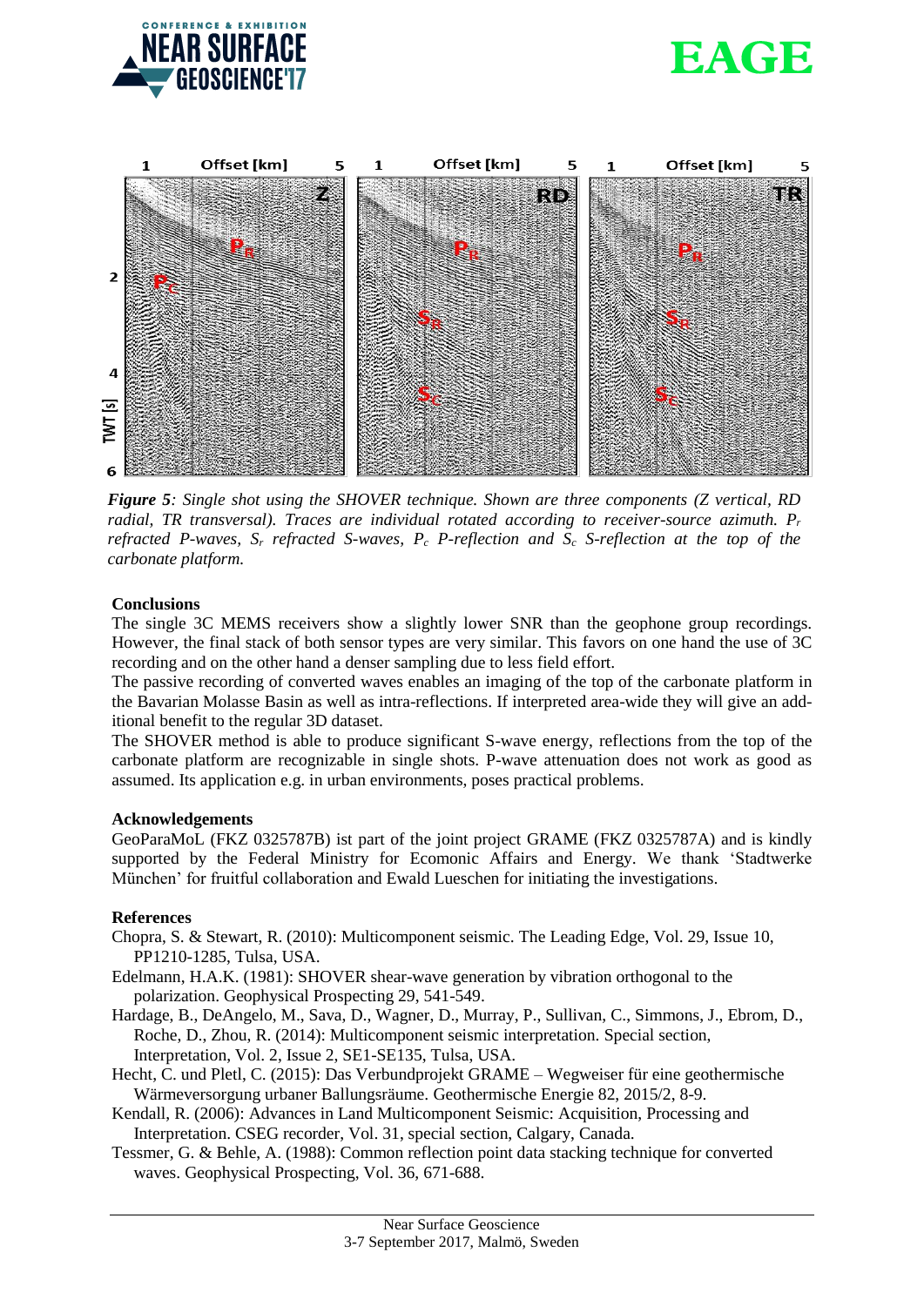1 Offset [km] 5
1 Offset [km] 5
1 Offset [km] 5

Z
RD
TR

$P_R$
$P_C$
$P_R$
$S_R$
$S_C$
$P_R$
$S_R$
$S_C$

TWT [s]
2
4
6

***Figure 5**: Single shot using the SHOVER technique. Shown are three components (Z vertical, RD radial, TR transversal). Traces are individual rotated according to receiver-source azimuth. $P_r$ refracted P-waves, $S_r$ refracted S-waves, $P_c$ P-reflection and $S_c$ S-reflection at the top of the carbonate platform.*

## Conclusions

The single 3C MEMS receivers show a slightly lower SNR than the geophone group recordings. However, the final stack of both sensor types are very similar. This favors on one hand the use of 3C recording and on the other hand a denser sampling due to less field effort.

The passive recording of converted waves enables an imaging of the top of the carbonate platform in the Bavarian Molasse Basin as well as intra-reflections. If interpreted area-wide they will give an additional benefit to the regular 3D dataset.

The SHOVER method is able to produce significant S-wave energy, reflections from the top of the carbonate platform are recognizable in single shots. P-wave attenuation does not work as good as assumed. Its application e.g. in urban environments, poses practical problems.

## Acknowledgements

GeoParaMoL (FKZ 0325787B) ist part of the joint project GRAME (FKZ 0325787A) and is kindly supported by the Federal Ministry for Ecomonic Affairs and Energy. We thank 'Stadtwerke München' for fruitful collaboration and Ewald Lueschen for initiating the investigations.

## References

Chopra, S. & Stewart, R. (2010): Multicomponent seismic. The Leading Edge, Vol. 29, Issue 10, PP1210-1285, Tulsa, USA.

Edelmann, H.A.K. (1981): SHOVER shear-wave generation by vibration orthogonal to the polarization. Geophysical Prospecting 29, 541-549.

Hardage, B., DeAngelo, M., Sava, D., Wagner, D., Murray, P., Sullivan, C., Simmons, J., Ebrom, D., Roche, D., Zhou, R. (2014): Multicomponent seismic interpretation. Special section, Interpretation, Vol. 2, Issue 2, SE1-SE135, Tulsa, USA.

Hecht, C. und Pletl, C. (2015): Das Verbundprojekt GRAME – Wegweiser für eine geothermische Wärmeversorgung urbaner Ballungsräume. Geothermische Energie 82, 2015/2, 8-9.

Kendall, R. (2006): Advances in Land Multicomponent Seismic: Acquisition, Processing and Interpretation. CSEG recorder, Vol. 31, special section, Calgary, Canada.

Tessmer, G. & Behle, A. (1988): Common reflection point data stacking technique for converted waves. Geophysical Prospecting, Vol. 36, 671-688.